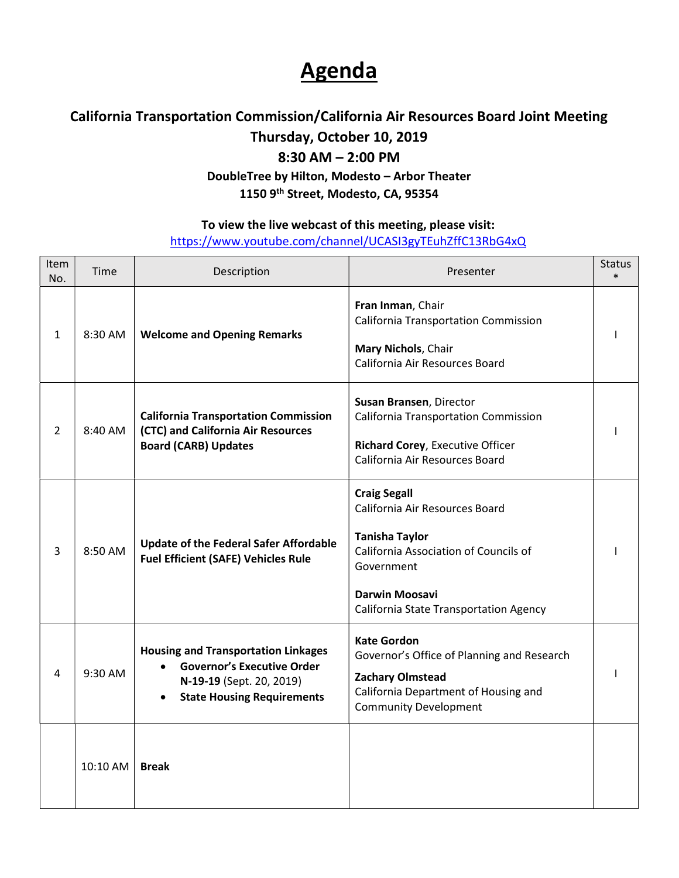# Agenda

### California Transportation Commission/California Air Resources Board Joint Meeting

### Thursday, October 10, 2019

### 8:30 AM – 2:00 PM

**DoubleTree by Hilton, Modesto – Arbor Theater**
**1150 9th Street, Modesto, CA, 95354**

**To view the live webcast of this meeting, please visit:**
https://www.youtube.com/channel/UCASI3gyTEuhZffC13RbG4xQ

| Item No. | Time | Description | Presenter | Status * |
|---|---|---|---|---|
| 1 | 8:30 AM | **Welcome and Opening Remarks** | **Fran Inman**, Chair<br>California Transportation Commission<br><br>**Mary Nichols**, Chair<br>California Air Resources Board | I |
| 2 | 8:40 AM | **California Transportation Commission (CTC) and California Air Resources Board (CARB) Updates** | **Susan Bransen**, Director<br>California Transportation Commission<br><br>**Richard Corey**, Executive Officer<br>California Air Resources Board | I |
| 3 | 8:50 AM | **Update of the Federal Safer Affordable Fuel Efficient (SAFE) Vehicles Rule** | **Craig Segall**<br>California Air Resources Board<br><br>**Tanisha Taylor**<br>California Association of Councils of Government<br><br>**Darwin Moosavi**<br>California State Transportation Agency | I |
| 4 | 9:30 AM | **Housing and Transportation Linkages**<br>• **Governor's Executive Order N-19-19** (Sept. 20, 2019)<br>• **State Housing Requirements** | **Kate Gordon**<br>Governor's Office of Planning and Research<br><br>**Zachary Olmstead**<br>California Department of Housing and Community Development | I |
| | 10:10 AM | **Break** | | |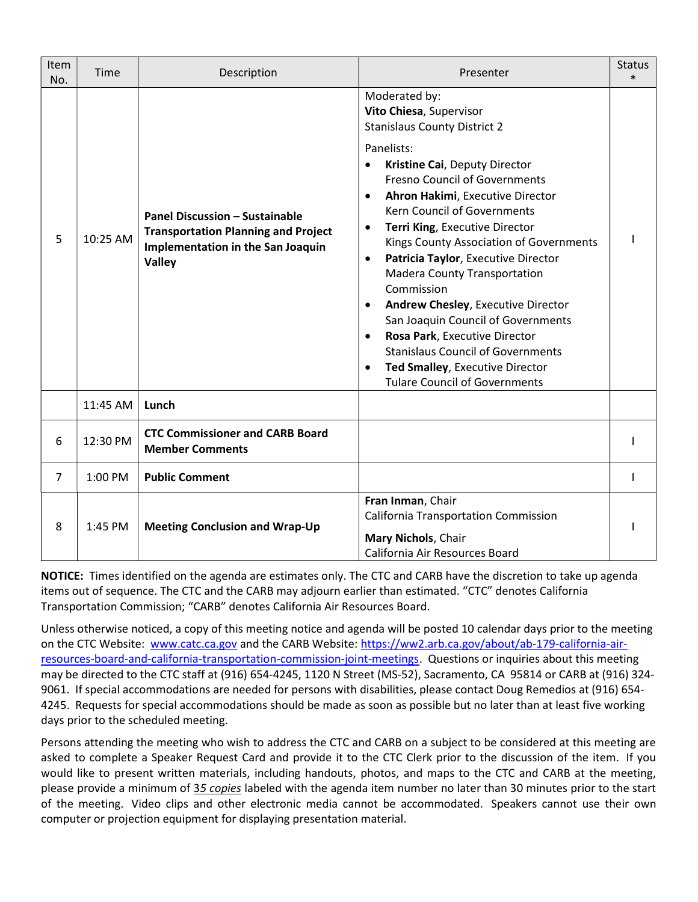| Item No. | Time | Description | Presenter | Status * |
|---|---|---|---|---|
| 5 | 10:25 AM | **Panel Discussion – Sustainable Transportation Planning and Project Implementation in the San Joaquin Valley** | Moderated by:<br>**Vito Chiesa**, Supervisor<br>Stanislaus County District 2<br><br>Panelists:<br>• **Kristine Cai**, Deputy Director<br>Fresno Council of Governments<br>• **Ahron Hakimi**, Executive Director<br>Kern Council of Governments<br>• **Terri King**, Executive Director<br>Kings County Association of Governments<br>• **Patricia Taylor**, Executive Director<br>Madera County Transportation Commission<br>• **Andrew Chesley**, Executive Director<br>San Joaquin Council of Governments<br>• **Rosa Park**, Executive Director<br>Stanislaus Council of Governments<br>• **Ted Smalley**, Executive Director<br>Tulare Council of Governments | I |
| | 11:45 AM | **Lunch** | | |
| 6 | 12:30 PM | **CTC Commissioner and CARB Board Member Comments** | | I |
| 7 | 1:00 PM | **Public Comment** | | I |
| 8 | 1:45 PM | **Meeting Conclusion and Wrap-Up** | **Fran Inman**, Chair<br>California Transportation Commission<br><br>**Mary Nichols**, Chair<br>California Air Resources Board | I |

**NOTICE:** Times identified on the agenda are estimates only. The CTC and CARB have the discretion to take up agenda items out of sequence. The CTC and the CARB may adjourn earlier than estimated. "CTC" denotes California Transportation Commission; "CARB" denotes California Air Resources Board.

Unless otherwise noticed, a copy of this meeting notice and agenda will be posted 10 calendar days prior to the meeting on the CTC Website: [www.catc.ca.gov](http://www.catc.ca.gov) and the CARB Website: [https://ww2.arb.ca.gov/about/ab-179-california-air-resources-board-and-california-transportation-commission-joint-meetings](https://ww2.arb.ca.gov/about/ab-179-california-air-resources-board-and-california-transportation-commission-joint-meetings). Questions or inquiries about this meeting may be directed to the CTC staff at (916) 654-4245, 1120 N Street (MS-52), Sacramento, CA 95814 or CARB at (916) 324-9061. If special accommodations are needed for persons with disabilities, please contact Doug Remedios at (916) 654-4245. Requests for special accommodations should be made as soon as possible but no later than at least five working days prior to the scheduled meeting.

Persons attending the meeting who wish to address the CTC and CARB on a subject to be considered at this meeting are asked to complete a Speaker Request Card and provide it to the CTC Clerk prior to the discussion of the item. If you would like to present written materials, including handouts, photos, and maps to the CTC and CARB at the meeting, please provide a minimum of *35 copies* labeled with the agenda item number no later than 30 minutes prior to the start of the meeting. Video clips and other electronic media cannot be accommodated. Speakers cannot use their own computer or projection equipment for displaying presentation material.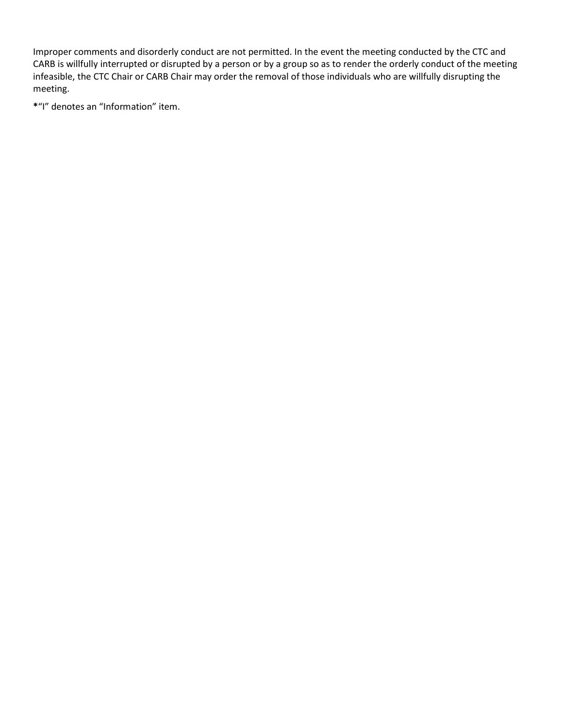Improper comments and disorderly conduct are not permitted. In the event the meeting conducted by the CTC and CARB is willfully interrupted or disrupted by a person or by a group so as to render the orderly conduct of the meeting infeasible, the CTC Chair or CARB Chair may order the removal of those individuals who are willfully disrupting the meeting.

*"I" denotes an "Information" item.